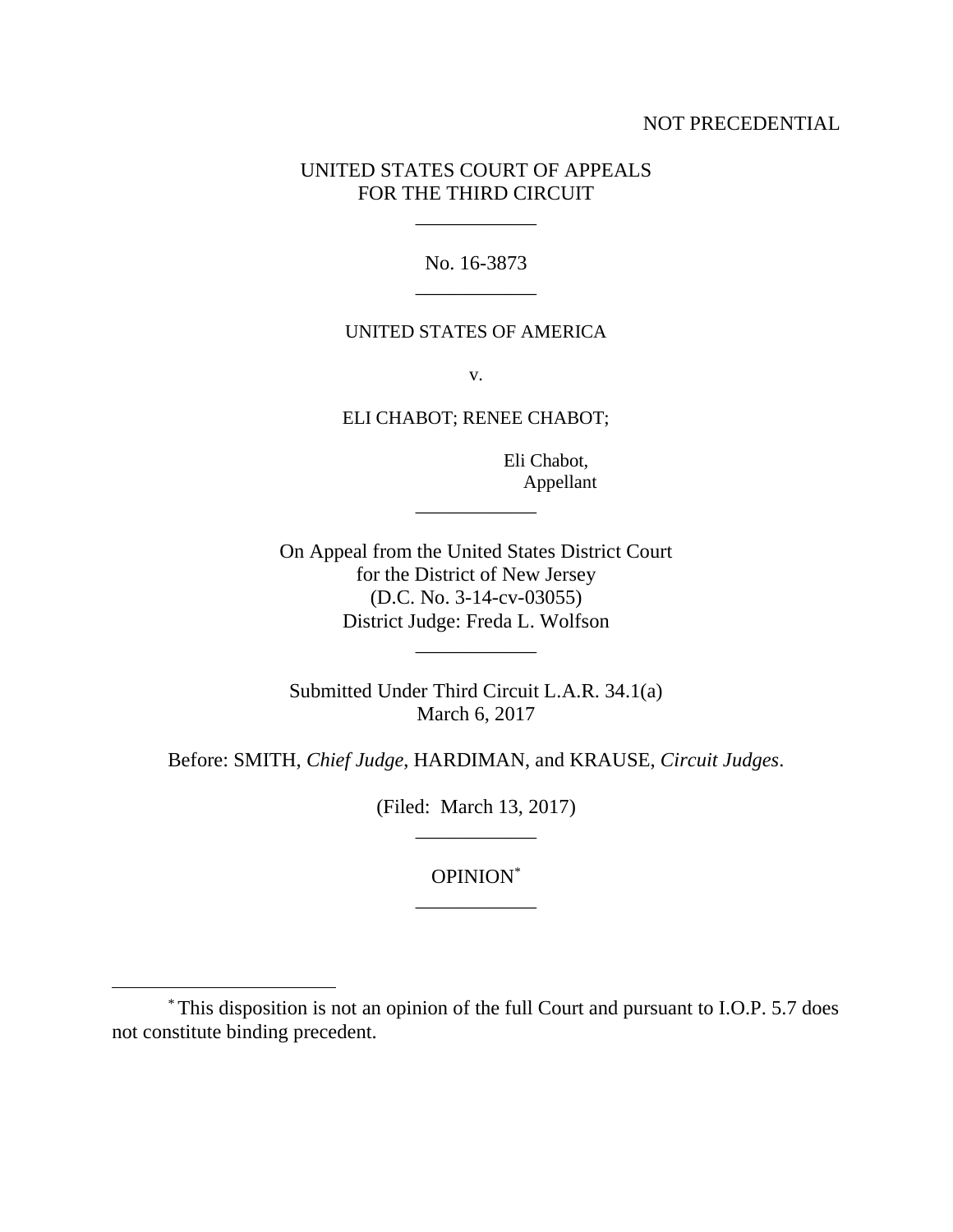NOT PRECEDENTIAL

UNITED STATES COURT OF APPEALS
FOR THE THIRD CIRCUIT

---

No. 16-3873

---

UNITED STATES OF AMERICA

v.

ELI CHABOT; RENEE CHABOT;

Eli Chabot,
Appellant

---

On Appeal from the United States District Court
for the District of New Jersey
(D.C. No. 3-14-cv-03055)
District Judge: Freda L. Wolfson

---

Submitted Under Third Circuit L.A.R. 34.1(a)
March 6, 2017

Before: SMITH, *Chief Judge*, HARDIMAN, and KRAUSE, *Circuit Judges*.

(Filed: March 13, 2017)

---

OPINION[*]

---

[*] This disposition is not an opinion of the full Court and pursuant to I.O.P. 5.7 does not constitute binding precedent.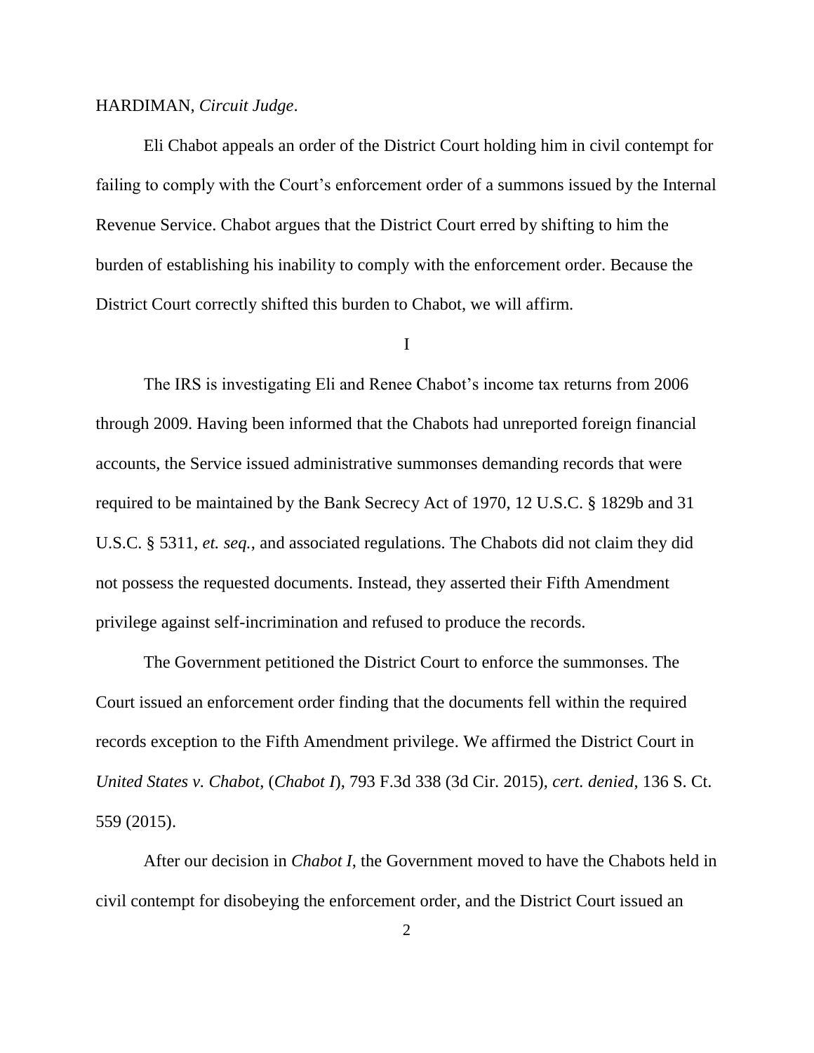HARDIMAN, *Circuit Judge*.

Eli Chabot appeals an order of the District Court holding him in civil contempt for failing to comply with the Court's enforcement order of a summons issued by the Internal Revenue Service. Chabot argues that the District Court erred by shifting to him the burden of establishing his inability to comply with the enforcement order. Because the District Court correctly shifted this burden to Chabot, we will affirm.

I

The IRS is investigating Eli and Renee Chabot's income tax returns from 2006 through 2009. Having been informed that the Chabots had unreported foreign financial accounts, the Service issued administrative summonses demanding records that were required to be maintained by the Bank Secrecy Act of 1970, 12 U.S.C. § 1829b and 31 U.S.C. § 5311, *et. seq.*, and associated regulations. The Chabots did not claim they did not possess the requested documents. Instead, they asserted their Fifth Amendment privilege against self-incrimination and refused to produce the records.

The Government petitioned the District Court to enforce the summonses. The Court issued an enforcement order finding that the documents fell within the required records exception to the Fifth Amendment privilege. We affirmed the District Court in *United States v. Chabot*, (*Chabot I*), 793 F.3d 338 (3d Cir. 2015), *cert. denied*, 136 S. Ct. 559 (2015).

After our decision in *Chabot I*, the Government moved to have the Chabots held in civil contempt for disobeying the enforcement order, and the District Court issued an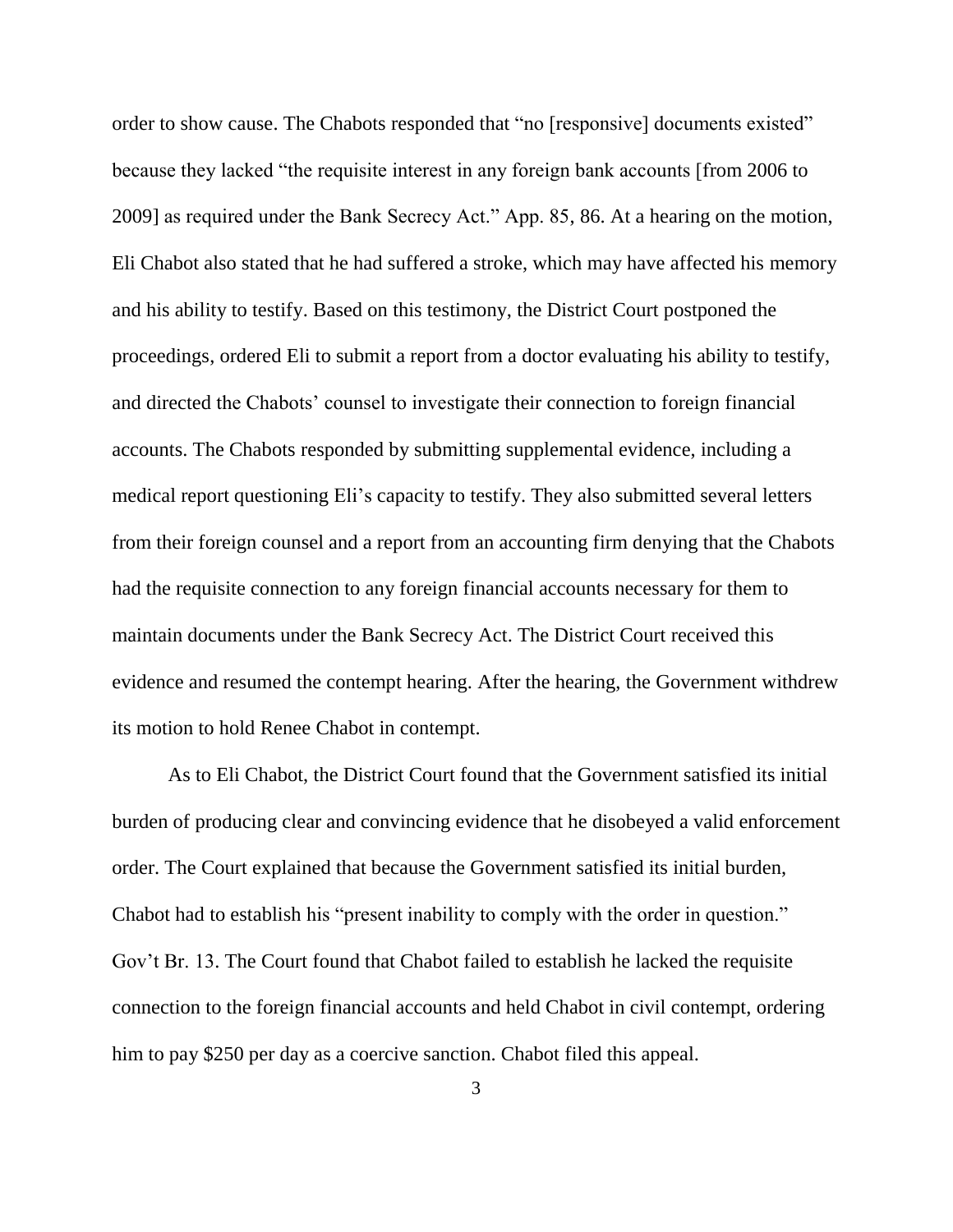order to show cause. The Chabots responded that "no [responsive] documents existed" because they lacked "the requisite interest in any foreign bank accounts [from 2006 to 2009] as required under the Bank Secrecy Act." App. 85, 86. At a hearing on the motion, Eli Chabot also stated that he had suffered a stroke, which may have affected his memory and his ability to testify. Based on this testimony, the District Court postponed the proceedings, ordered Eli to submit a report from a doctor evaluating his ability to testify, and directed the Chabots' counsel to investigate their connection to foreign financial accounts. The Chabots responded by submitting supplemental evidence, including a medical report questioning Eli's capacity to testify. They also submitted several letters from their foreign counsel and a report from an accounting firm denying that the Chabots had the requisite connection to any foreign financial accounts necessary for them to maintain documents under the Bank Secrecy Act. The District Court received this evidence and resumed the contempt hearing. After the hearing, the Government withdrew its motion to hold Renee Chabot in contempt.

As to Eli Chabot, the District Court found that the Government satisfied its initial burden of producing clear and convincing evidence that he disobeyed a valid enforcement order. The Court explained that because the Government satisfied its initial burden, Chabot had to establish his "present inability to comply with the order in question." Gov't Br. 13. The Court found that Chabot failed to establish he lacked the requisite connection to the foreign financial accounts and held Chabot in civil contempt, ordering him to pay $250 per day as a coercive sanction. Chabot filed this appeal.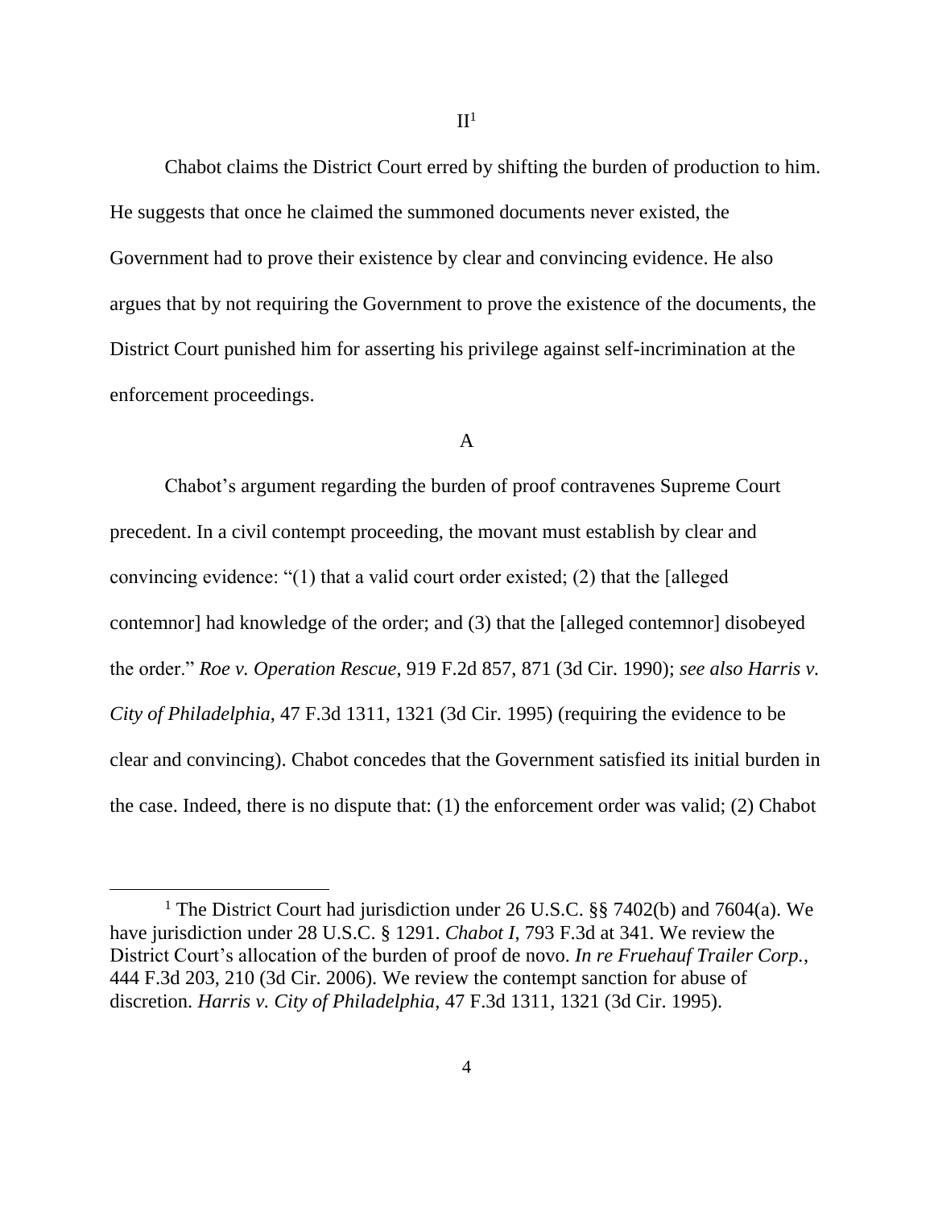## II[1]

Chabot claims the District Court erred by shifting the burden of production to him. He suggests that once he claimed the summoned documents never existed, the Government had to prove their existence by clear and convincing evidence. He also argues that by not requiring the Government to prove the existence of the documents, the District Court punished him for asserting his privilege against self-incrimination at the enforcement proceedings.

### A

Chabot's argument regarding the burden of proof contravenes Supreme Court precedent. In a civil contempt proceeding, the movant must establish by clear and convincing evidence: "(1) that a valid court order existed; (2) that the [alleged contemnor] had knowledge of the order; and (3) that the [alleged contemnor] disobeyed the order." *Roe v. Operation Rescue*, 919 F.2d 857, 871 (3d Cir. 1990); *see also Harris v. City of Philadelphia*, 47 F.3d 1311, 1321 (3d Cir. 1995) (requiring the evidence to be clear and convincing). Chabot concedes that the Government satisfied its initial burden in the case. Indeed, there is no dispute that: (1) the enforcement order was valid; (2) Chabot

---

[1] The District Court had jurisdiction under 26 U.S.C. §§ 7402(b) and 7604(a). We have jurisdiction under 28 U.S.C. § 1291. *Chabot I*, 793 F.3d at 341. We review the District Court's allocation of the burden of proof de novo. *In re Fruehauf Trailer Corp.*, 444 F.3d 203, 210 (3d Cir. 2006). We review the contempt sanction for abuse of discretion. *Harris v. City of Philadelphia*, 47 F.3d 1311, 1321 (3d Cir. 1995).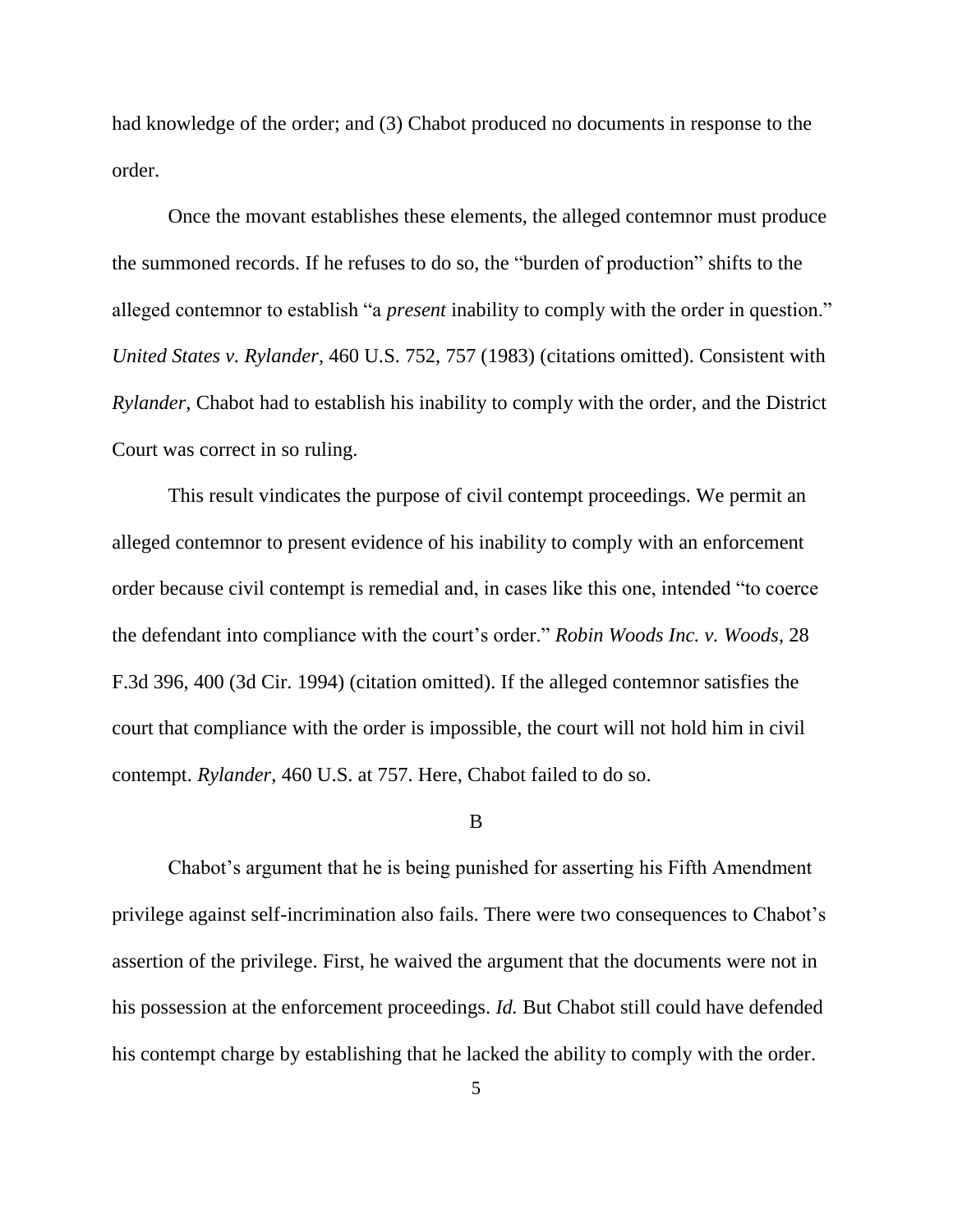had knowledge of the order; and (3) Chabot produced no documents in response to the order.

Once the movant establishes these elements, the alleged contemnor must produce the summoned records. If he refuses to do so, the "burden of production" shifts to the alleged contemnor to establish "a *present* inability to comply with the order in question." *United States v. Rylander*, 460 U.S. 752, 757 (1983) (citations omitted). Consistent with *Rylander*, Chabot had to establish his inability to comply with the order, and the District Court was correct in so ruling.

This result vindicates the purpose of civil contempt proceedings. We permit an alleged contemnor to present evidence of his inability to comply with an enforcement order because civil contempt is remedial and, in cases like this one, intended "to coerce the defendant into compliance with the court's order." *Robin Woods Inc. v. Woods*, 28 F.3d 396, 400 (3d Cir. 1994) (citation omitted). If the alleged contemnor satisfies the court that compliance with the order is impossible, the court will not hold him in civil contempt. *Rylander*, 460 U.S. at 757. Here, Chabot failed to do so.

### B

Chabot's argument that he is being punished for asserting his Fifth Amendment privilege against self-incrimination also fails. There were two consequences to Chabot's assertion of the privilege. First, he waived the argument that the documents were not in his possession at the enforcement proceedings. *Id.* But Chabot still could have defended his contempt charge by establishing that he lacked the ability to comply with the order.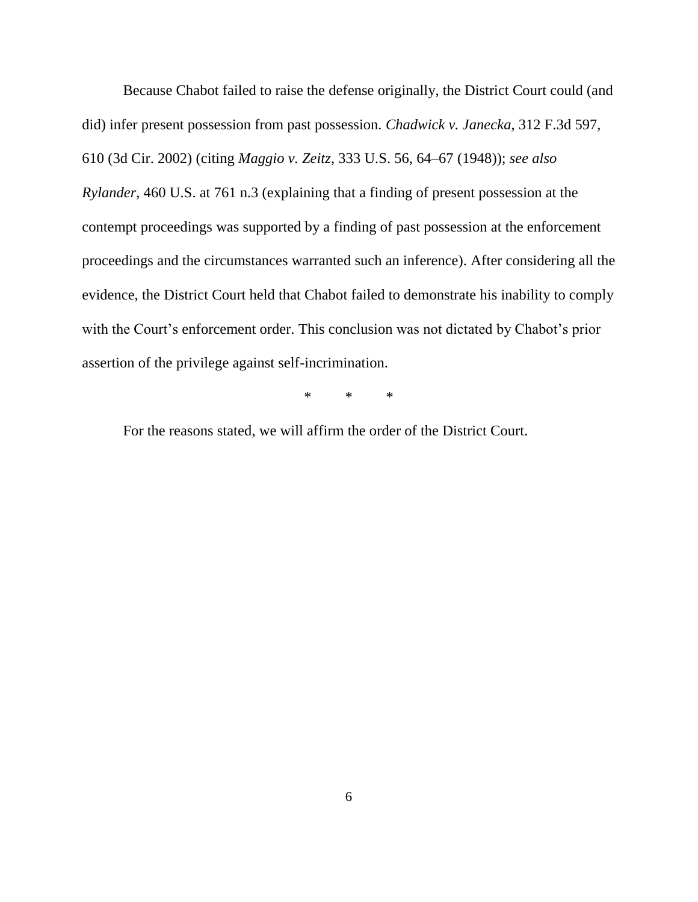Because Chabot failed to raise the defense originally, the District Court could (and did) infer present possession from past possession. *Chadwick v. Janecka*, 312 F.3d 597, 610 (3d Cir. 2002) (citing *Maggio v. Zeitz*, 333 U.S. 56, 64–67 (1948)); *see also Rylander*, 460 U.S. at 761 n.3 (explaining that a finding of present possession at the contempt proceedings was supported by a finding of past possession at the enforcement proceedings and the circumstances warranted such an inference). After considering all the evidence, the District Court held that Chabot failed to demonstrate his inability to comply with the Court's enforcement order. This conclusion was not dictated by Chabot's prior assertion of the privilege against self-incrimination.

\* \* \*

For the reasons stated, we will affirm the order of the District Court.